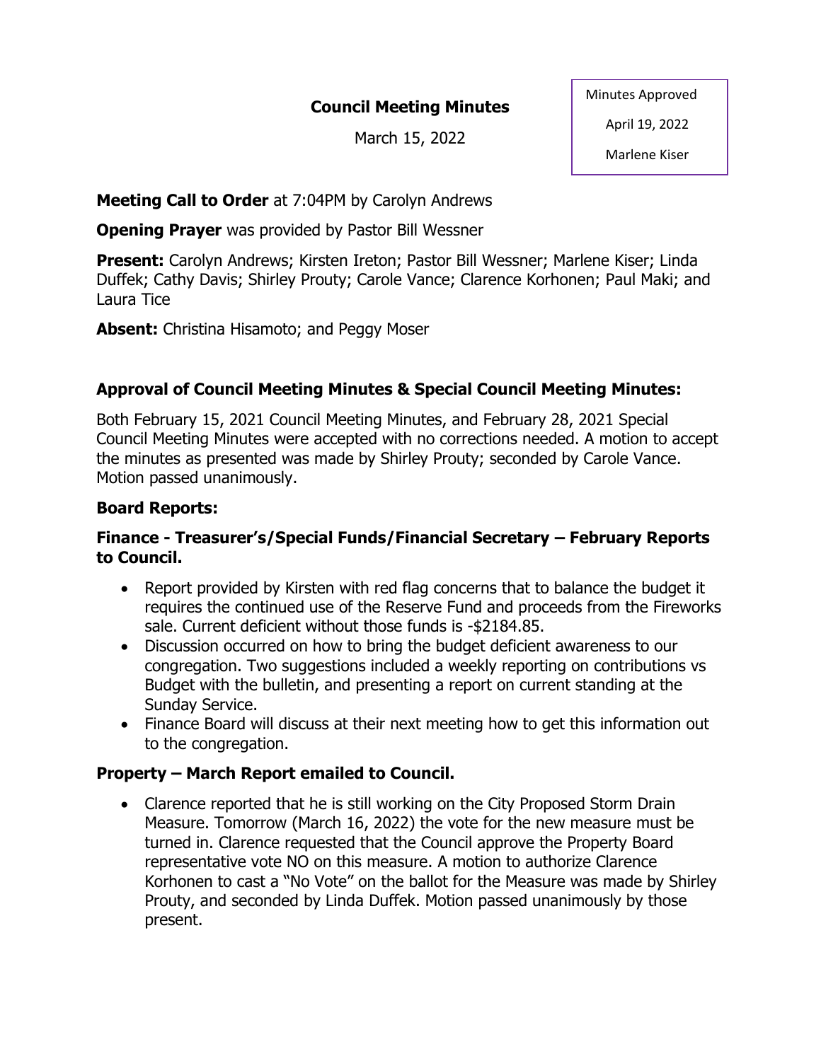# Council Meeting Minutes

March 15, 2022

Minutes Approved
April 19, 2022
Marlene Kiser

**Meeting Call to Order** at 7:04PM by Carolyn Andrews

**Opening Prayer** was provided by Pastor Bill Wessner

**Present:** Carolyn Andrews; Kirsten Ireton; Pastor Bill Wessner; Marlene Kiser; Linda Duffek; Cathy Davis; Shirley Prouty; Carole Vance; Clarence Korhonen; Paul Maki; and Laura Tice

**Absent:** Christina Hisamoto; and Peggy Moser

## Approval of Council Meeting Minutes & Special Council Meeting Minutes:

Both February 15, 2021 Council Meeting Minutes, and February 28, 2021 Special Council Meeting Minutes were accepted with no corrections needed. A motion to accept the minutes as presented was made by Shirley Prouty; seconded by Carole Vance. Motion passed unanimously.

## Board Reports:

### Finance - Treasurer's/Special Funds/Financial Secretary – February Reports to Council.

- Report provided by Kirsten with red flag concerns that to balance the budget it requires the continued use of the Reserve Fund and proceeds from the Fireworks sale. Current deficient without those funds is -$2184.85.
- Discussion occurred on how to bring the budget deficient awareness to our congregation. Two suggestions included a weekly reporting on contributions vs Budget with the bulletin, and presenting a report on current standing at the Sunday Service.
- Finance Board will discuss at their next meeting how to get this information out to the congregation.

### Property – March Report emailed to Council.

- Clarence reported that he is still working on the City Proposed Storm Drain Measure. Tomorrow (March 16, 2022) the vote for the new measure must be turned in. Clarence requested that the Council approve the Property Board representative vote NO on this measure. A motion to authorize Clarence Korhonen to cast a "No Vote" on the ballot for the Measure was made by Shirley Prouty, and seconded by Linda Duffek. Motion passed unanimously by those present.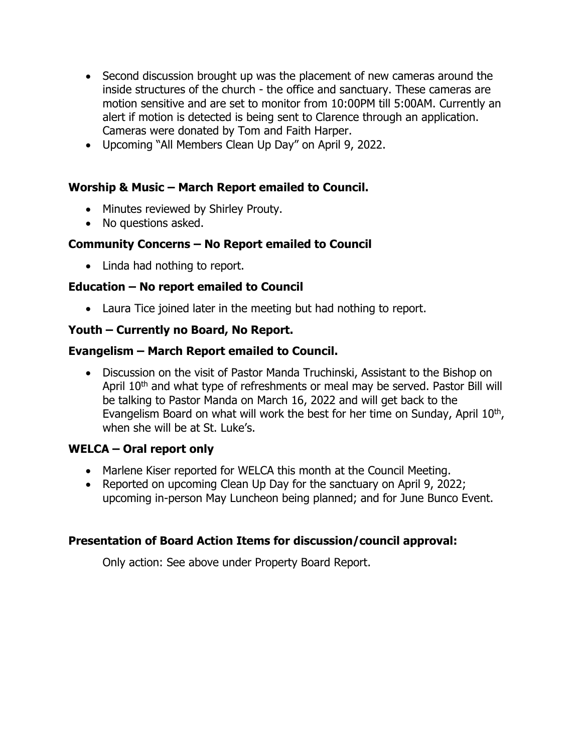- Second discussion brought up was the placement of new cameras around the inside structures of the church - the office and sanctuary. These cameras are motion sensitive and are set to monitor from 10:00PM till 5:00AM. Currently an alert if motion is detected is being sent to Clarence through an application. Cameras were donated by Tom and Faith Harper.
- Upcoming "All Members Clean Up Day" on April 9, 2022.

**Worship & Music – March Report emailed to Council.**

- Minutes reviewed by Shirley Prouty.
- No questions asked.

**Community Concerns – No Report emailed to Council**

- Linda had nothing to report.

**Education – No report emailed to Council**

- Laura Tice joined later in the meeting but had nothing to report.

**Youth – Currently no Board, No Report.**

**Evangelism – March Report emailed to Council.**

- Discussion on the visit of Pastor Manda Truchinski, Assistant to the Bishop on April 10th and what type of refreshments or meal may be served. Pastor Bill will be talking to Pastor Manda on March 16, 2022 and will get back to the Evangelism Board on what will work the best for her time on Sunday, April 10th, when she will be at St. Luke's.

**WELCA – Oral report only**

- Marlene Kiser reported for WELCA this month at the Council Meeting.
- Reported on upcoming Clean Up Day for the sanctuary on April 9, 2022; upcoming in-person May Luncheon being planned; and for June Bunco Event.

**Presentation of Board Action Items for discussion/council approval:**

Only action: See above under Property Board Report.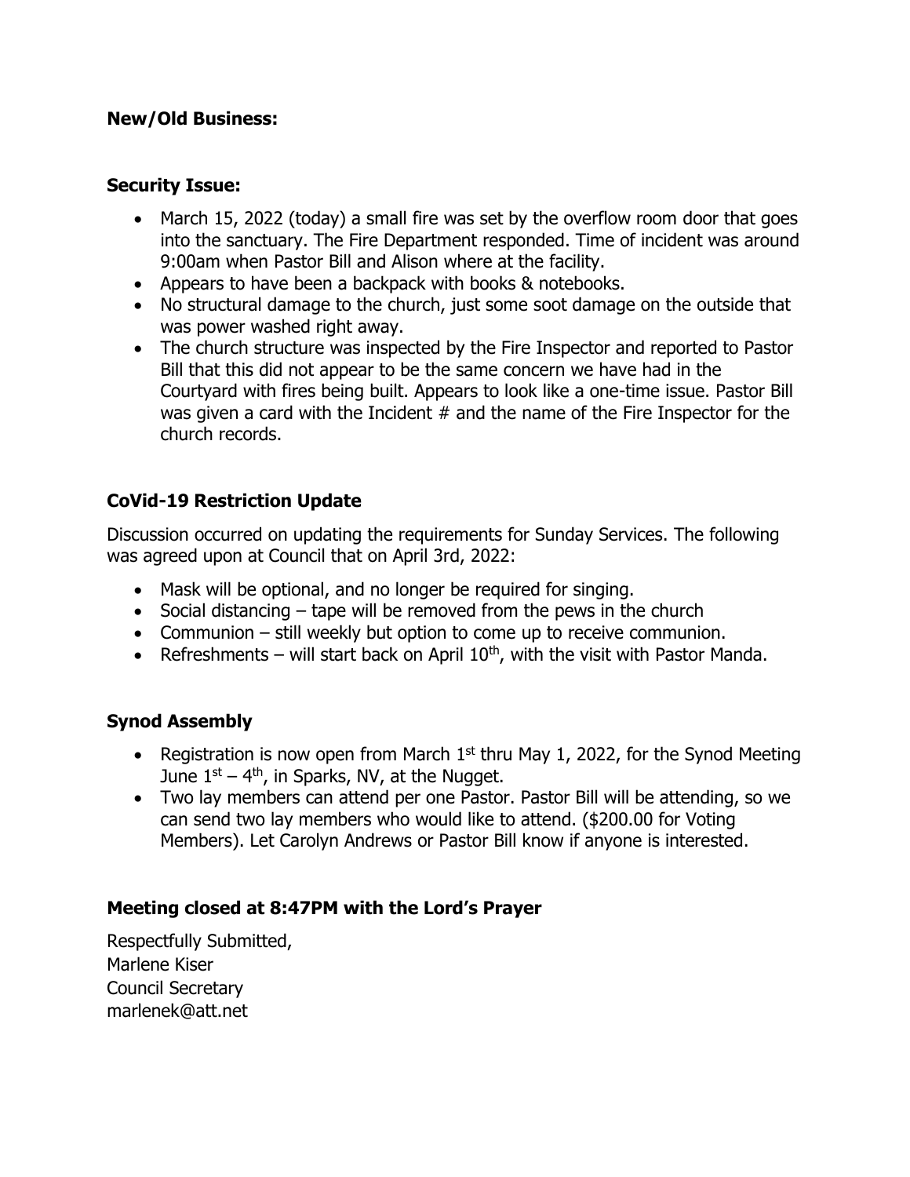**New/Old Business:**

**Security Issue:**

- March 15, 2022 (today) a small fire was set by the overflow room door that goes into the sanctuary. The Fire Department responded. Time of incident was around 9:00am when Pastor Bill and Alison where at the facility.
- Appears to have been a backpack with books & notebooks.
- No structural damage to the church, just some soot damage on the outside that was power washed right away.
- The church structure was inspected by the Fire Inspector and reported to Pastor Bill that this did not appear to be the same concern we have had in the Courtyard with fires being built. Appears to look like a one-time issue. Pastor Bill was given a card with the Incident # and the name of the Fire Inspector for the church records.

**CoVid-19 Restriction Update**

Discussion occurred on updating the requirements for Sunday Services. The following was agreed upon at Council that on April 3rd, 2022:

- Mask will be optional, and no longer be required for singing.
- Social distancing – tape will be removed from the pews in the church
- Communion – still weekly but option to come up to receive communion.
- Refreshments – will start back on April 10th, with the visit with Pastor Manda.

**Synod Assembly**

- Registration is now open from March 1st thru May 1, 2022, for the Synod Meeting June 1st – 4th, in Sparks, NV, at the Nugget.
- Two lay members can attend per one Pastor. Pastor Bill will be attending, so we can send two lay members who would like to attend. ($200.00 for Voting Members). Let Carolyn Andrews or Pastor Bill know if anyone is interested.

**Meeting closed at 8:47PM with the Lord's Prayer**

Respectfully Submitted,
Marlene Kiser
Council Secretary
marlenek@att.net